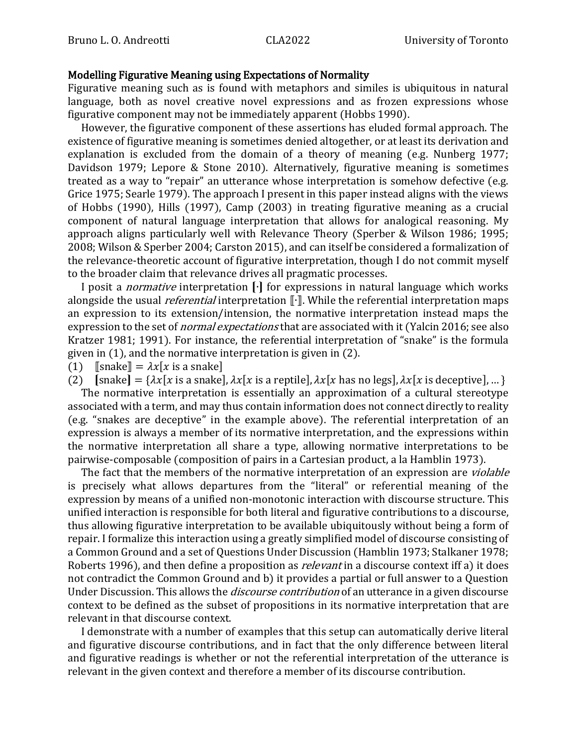## Modelling Figurative Meaning using Expectations of Normality

Figurative meaning such as is found with metaphors and similes is ubiquitous in natural language, both as novel creative novel expressions and as frozen expressions whose figurative component may not be immediately apparent (Hobbs 1990).

However, the figurative component of these assertions has eluded formal approach. The existence of figurative meaning is sometimes denied altogether, or at least its derivation and explanation is excluded from the domain of a theory of meaning (e.g. Nunberg 1977; Davidson 1979; Lepore & Stone 2010). Alternatively, figurative meaning is sometimes treated as a way to "repair" an utterance whose interpretation is somehow defective (e.g. Grice 1975; Searle 1979). The approach I present in this paper instead aligns with the views of Hobbs (1990), Hills (1997), Camp (2003) in treating figurative meaning as a crucial component of natural language interpretation that allows for analogical reasoning. My approach aligns particularly well with Relevance Theory (Sperber & Wilson 1986; 1995; 2008; Wilson & Sperber 2004; Carston 2015), and can itself be considered a formalization of the relevance-theoretic account of figurative interpretation, though I do not commit myself to the broader claim that relevance drives all pragmatic processes.

I posit a *normative* interpretation $[\![\cdot]\!]$ for expressions in natural language which works alongside the usual *referential* interpretation $[\![\cdot]\!]$. While the referential interpretation maps an expression to its extension/intension, the normative interpretation instead maps the expression to the set of *normal expectations* that are associated with it (Yalcin 2016; see also Kratzer 1981; 1991). For instance, the referential interpretation of "snake" is the formula given in (1), and the normative interpretation is given in (2).

(1) $[\![\text{snake}]\!] = \lambda x[x \text{ is a snake}]$

(2) $\mathbf{[}\text{snake}\mathbf{]} = \{\lambda x[x \text{ is a snake}], \lambda x[x \text{ is a reptile}], \lambda x[x \text{ has no legs}], \lambda x[x \text{ is deceptive}], \ldots\}$

The normative interpretation is essentially an approximation of a cultural stereotype associated with a term, and may thus contain information does not connect directly to reality (e.g. "snakes are deceptive" in the example above). The referential interpretation of an expression is always a member of its normative interpretation, and the expressions within the normative interpretation all share a type, allowing normative interpretations to be pairwise-composable (composition of pairs in a Cartesian product, a la Hamblin 1973).

The fact that the members of the normative interpretation of an expression are *violable* is precisely what allows departures from the "literal" or referential meaning of the expression by means of a unified non-monotonic interaction with discourse structure. This unified interaction is responsible for both literal and figurative contributions to a discourse, thus allowing figurative interpretation to be available ubiquitously without being a form of repair. I formalize this interaction using a greatly simplified model of discourse consisting of a Common Ground and a set of Questions Under Discussion (Hamblin 1973; Stalkaner 1978; Roberts 1996), and then define a proposition as *relevant* in a discourse context iff a) it does not contradict the Common Ground and b) it provides a partial or full answer to a Question Under Discussion. This allows the *discourse contribution* of an utterance in a given discourse context to be defined as the subset of propositions in its normative interpretation that are relevant in that discourse context.

I demonstrate with a number of examples that this setup can automatically derive literal and figurative discourse contributions, and in fact that the only difference between literal and figurative readings is whether or not the referential interpretation of the utterance is relevant in the given context and therefore a member of its discourse contribution.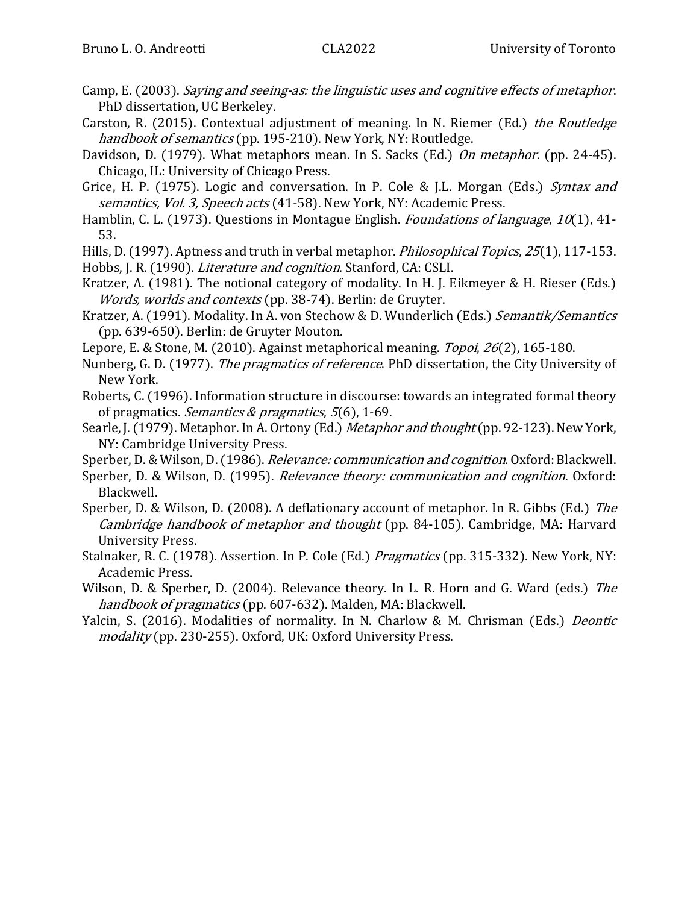Camp, E. (2003). *Saying and seeing-as: the linguistic uses and cognitive effects of metaphor*. PhD dissertation, UC Berkeley.

Carston, R. (2015). Contextual adjustment of meaning. In N. Riemer (Ed.) *the Routledge handbook of semantics* (pp. 195-210). New York, NY: Routledge.

Davidson, D. (1979). What metaphors mean. In S. Sacks (Ed.) *On metaphor*. (pp. 24-45). Chicago, IL: University of Chicago Press.

Grice, H. P. (1975). Logic and conversation. In P. Cole & J.L. Morgan (Eds.) *Syntax and semantics, Vol. 3, Speech acts* (41-58). New York, NY: Academic Press.

Hamblin, C. L. (1973). Questions in Montague English. *Foundations of language*, *10*(1), 41-53.

Hills, D. (1997). Aptness and truth in verbal metaphor. *Philosophical Topics*, *25*(1), 117-153.

Hobbs, J. R. (1990). *Literature and cognition*. Stanford, CA: CSLI.

Kratzer, A. (1981). The notional category of modality. In H. J. Eikmeyer & H. Rieser (Eds.) *Words, worlds and contexts* (pp. 38-74). Berlin: de Gruyter.

Kratzer, A. (1991). Modality. In A. von Stechow & D. Wunderlich (Eds.) *Semantik/Semantics* (pp. 639-650). Berlin: de Gruyter Mouton.

Lepore, E. & Stone, M. (2010). Against metaphorical meaning. *Topoi*, *26*(2), 165-180.

Nunberg, G. D. (1977). *The pragmatics of reference*. PhD dissertation, the City University of New York.

Roberts, C. (1996). Information structure in discourse: towards an integrated formal theory of pragmatics. *Semantics & pragmatics*, *5*(6), 1-69.

Searle, J. (1979). Metaphor. In A. Ortony (Ed.) *Metaphor and thought* (pp. 92-123). New York, NY: Cambridge University Press.

Sperber, D. & Wilson, D. (1986). *Relevance: communication and cognition*. Oxford: Blackwell.

Sperber, D. & Wilson, D. (1995). *Relevance theory: communication and cognition*. Oxford: Blackwell.

Sperber, D. & Wilson, D. (2008). A deflationary account of metaphor. In R. Gibbs (Ed.) *The Cambridge handbook of metaphor and thought* (pp. 84-105). Cambridge, MA: Harvard University Press.

Stalnaker, R. C. (1978). Assertion. In P. Cole (Ed.) *Pragmatics* (pp. 315-332). New York, NY: Academic Press.

Wilson, D. & Sperber, D. (2004). Relevance theory. In L. R. Horn and G. Ward (eds.) *The handbook of pragmatics* (pp. 607-632). Malden, MA: Blackwell.

Yalcin, S. (2016). Modalities of normality. In N. Charlow & M. Chrisman (Eds.) *Deontic modality* (pp. 230-255). Oxford, UK: Oxford University Press.